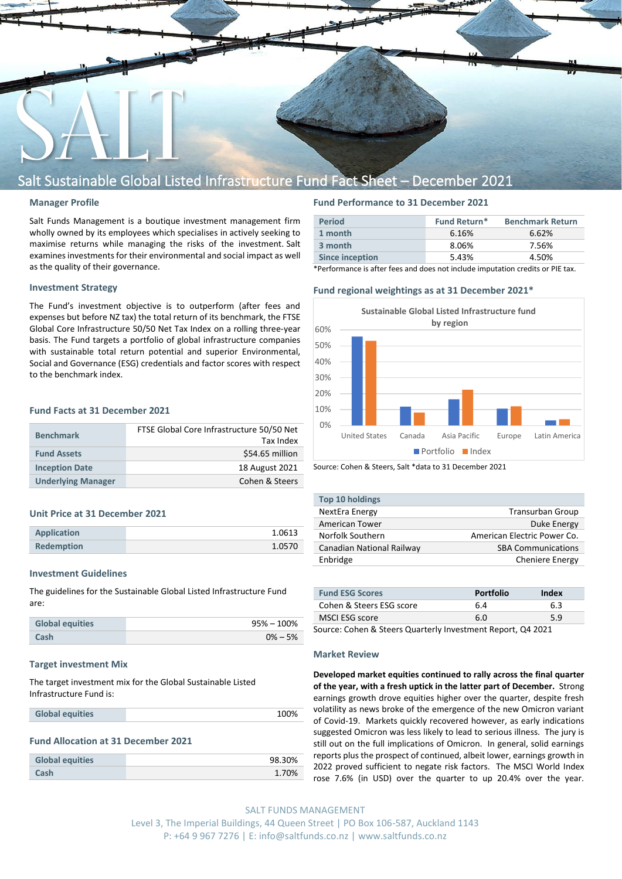# Salt Sustainable Global Listed Infrastructure Fund Fact Sheet – December 2021

## Manager Profile

Salt Funds Management is a boutique investment management firm wholly owned by its employees which specialises in actively seeking to maximise returns while managing the risks of the investment. Salt examines investments for their environmental and social impact as well as the quality of their governance.

## Investment Strategy

The Fund's investment objective is to outperform (after fees and expenses but before NZ tax) the total return of its benchmark, the FTSE Global Core Infrastructure 50/50 Net Tax Index on a rolling three-year basis. The Fund targets a portfolio of global infrastructure companies with sustainable total return potential and superior Environmental, Social and Governance (ESG) credentials and factor scores with respect to the benchmark index.

## Fund Facts at 31 December 2021

| | |
|---|---|
| **Benchmark** | FTSE Global Core Infrastructure 50/50 Net Tax Index |
| **Fund Assets** | $54.65 million |
| **Inception Date** | 18 August 2021 |
| **Underlying Manager** | Cohen & Steers |

## Unit Price at 31 December 2021

| | |
|---|---|
| **Application** | 1.0613 |
| **Redemption** | 1.0570 |

## Investment Guidelines

The guidelines for the Sustainable Global Listed Infrastructure Fund are:

| | |
|---|---|
| **Global equities** | 95% – 100% |
| **Cash** | 0% – 5% |

## Target investment Mix

The target investment mix for the Global Sustainable Listed Infrastructure Fund is:

| | |
|---|---|
| **Global equities** | 100% |

## Fund Allocation at 31 December 2021

| | |
|---|---|
| **Global equities** | 98.30% |
| **Cash** | 1.70% |

## Fund Performance to 31 December 2021

| Period | Fund Return* | Benchmark Return |
|---|---|---|
| 1 month | 6.16% | 6.62% |
| 3 month | 8.06% | 7.56% |
| Since inception | 5.43% | 4.50% |

*Performance is after fees and does not include imputation credits or PIE tax.

## Fund regional weightings as at 31 December 2021*

Sustainable Global Listed Infrastructure fund by region

| Region | Portfolio | Index |
|---|---|---|
| United States | ~55% | ~53% |
| Canada | ~12% | ~8% |
| Asia Pacific | ~16% | ~22% |
| Europe | ~10% | ~12% |
| Latin America | ~3% | ~4% |

Source: Cohen & Steers, Salt *data to 31 December 2021

| Top 10 holdings | |
|---|---|
| NextEra Energy | Transurban Group |
| American Tower | Duke Energy |
| Norfolk Southern | American Electric Power Co. |
| Canadian National Railway | SBA Communications |
| Enbridge | Cheniere Energy |

| Fund ESG Scores | Portfolio | Index |
|---|---|---|
| Cohen & Steers ESG score | 6.4 | 6.3 |
| MSCI ESG score | 6.0 | 5.9 |

Source: Cohen & Steers Quarterly Investment Report, Q4 2021

## Market Review

**Developed market equities continued to rally across the final quarter of the year, with a fresh uptick in the latter part of December.** Strong earnings growth drove equities higher over the quarter, despite fresh volatility as news broke of the emergence of the new Omicron variant of Covid-19. Markets quickly recovered however, as early indications suggested Omicron was less likely to lead to serious illness. The jury is still out on the full implications of Omicron. In general, solid earnings reports plus the prospect of continued, albeit lower, earnings growth in 2022 proved sufficient to negate risk factors. The MSCI World Index rose 7.6% (in USD) over the quarter to up 20.4% over the year.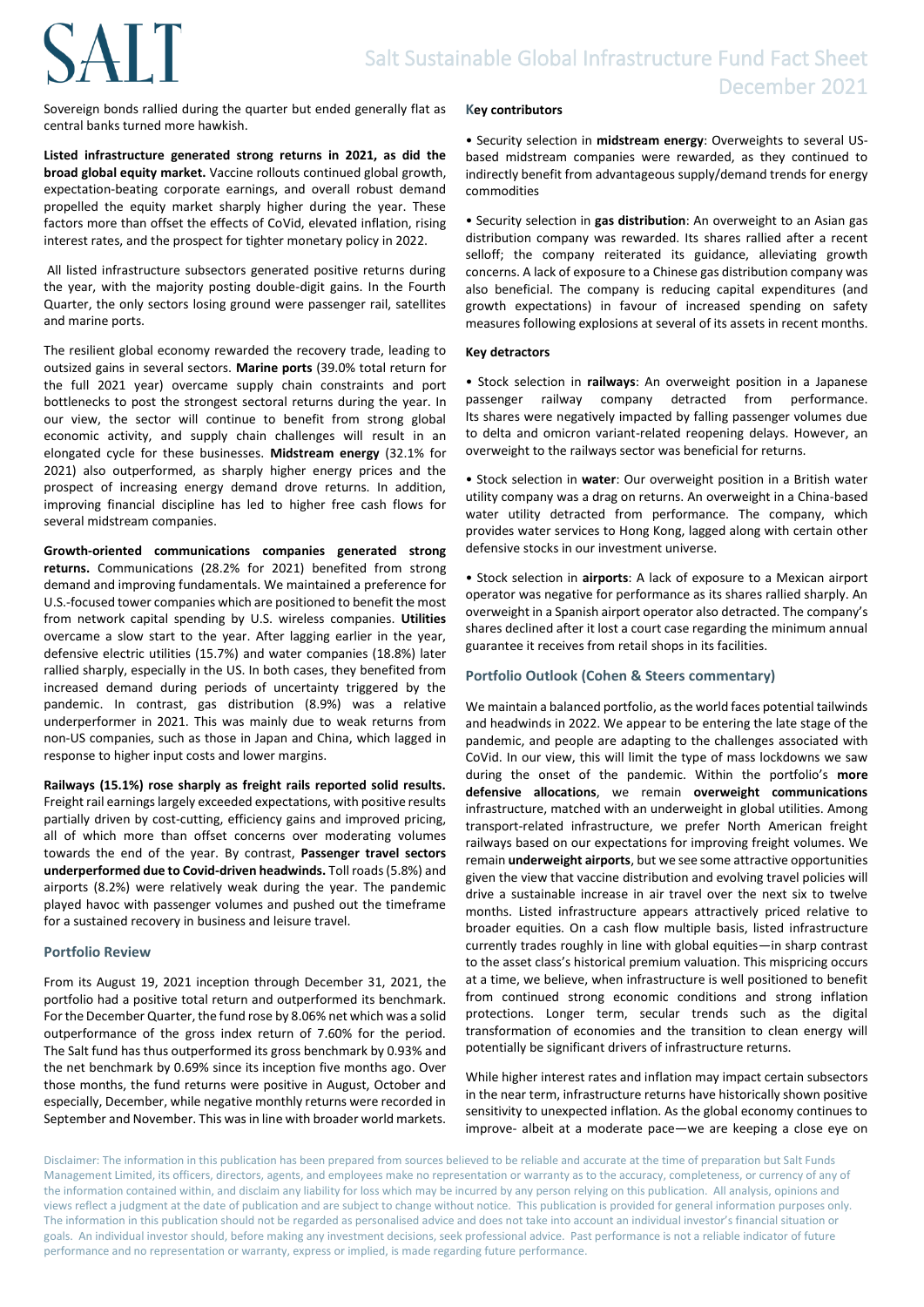Sovereign bonds rallied during the quarter but ended generally flat as central banks turned more hawkish.

**Listed infrastructure generated strong returns in 2021, as did the broad global equity market.** Vaccine rollouts continued global growth, expectation-beating corporate earnings, and overall robust demand propelled the equity market sharply higher during the year. These factors more than offset the effects of CoVid, elevated inflation, rising interest rates, and the prospect for tighter monetary policy in 2022.

All listed infrastructure subsectors generated positive returns during the year, with the majority posting double-digit gains. In the Fourth Quarter, the only sectors losing ground were passenger rail, satellites and marine ports.

The resilient global economy rewarded the recovery trade, leading to outsized gains in several sectors. **Marine ports** (39.0% total return for the full 2021 year) overcame supply chain constraints and port bottlenecks to post the strongest sectoral returns during the year. In our view, the sector will continue to benefit from strong global economic activity, and supply chain challenges will result in an elongated cycle for these businesses. **Midstream energy** (32.1% for 2021) also outperformed, as sharply higher energy prices and the prospect of increasing energy demand drove returns. In addition, improving financial discipline has led to higher free cash flows for several midstream companies.

**Growth-oriented communications companies generated strong returns.** Communications (28.2% for 2021) benefited from strong demand and improving fundamentals. We maintained a preference for U.S.-focused tower companies which are positioned to benefit the most from network capital spending by U.S. wireless companies. **Utilities** overcame a slow start to the year. After lagging earlier in the year, defensive electric utilities (15.7%) and water companies (18.8%) later rallied sharply, especially in the US. In both cases, they benefited from increased demand during periods of uncertainty triggered by the pandemic. In contrast, gas distribution (8.9%) was a relative underperformer in 2021. This was mainly due to weak returns from non-US companies, such as those in Japan and China, which lagged in response to higher input costs and lower margins.

**Railways (15.1%) rose sharply as freight rails reported solid results.** Freight rail earnings largely exceeded expectations, with positive results partially driven by cost-cutting, efficiency gains and improved pricing, all of which more than offset concerns over moderating volumes towards the end of the year. By contrast, **Passenger travel sectors underperformed due to Covid-driven headwinds.** Toll roads (5.8%) and airports (8.2%) were relatively weak during the year. The pandemic played havoc with passenger volumes and pushed out the timeframe for a sustained recovery in business and leisure travel.

## Portfolio Review

From its August 19, 2021 inception through December 31, 2021, the portfolio had a positive total return and outperformed its benchmark. For the December Quarter, the fund rose by 8.06% net which was a solid outperformance of the gross index return of 7.60% for the period. The Salt fund has thus outperformed its gross benchmark by 0.93% and the net benchmark by 0.69% since its inception five months ago. Over those months, the fund returns were positive in August, October and especially, December, while negative monthly returns were recorded in September and November. This was in line with broader world markets.

### Key contributors

- Security selection in **midstream energy**: Overweights to several US-based midstream companies were rewarded, as they continued to indirectly benefit from advantageous supply/demand trends for energy commodities
- Security selection in **gas distribution**: An overweight to an Asian gas distribution company was rewarded. Its shares rallied after a recent selloff; the company reiterated its guidance, alleviating growth concerns. A lack of exposure to a Chinese gas distribution company was also beneficial. The company is reducing capital expenditures (and growth expectations) in favour of increased spending on safety measures following explosions at several of its assets in recent months.

### Key detractors

- Stock selection in **railways**: An overweight position in a Japanese passenger railway company detracted from performance. Its shares were negatively impacted by falling passenger volumes due to delta and omicron variant-related reopening delays. However, an overweight to the railways sector was beneficial for returns.
- Stock selection in **water**: Our overweight position in a British water utility company was a drag on returns. An overweight in a China-based water utility detracted from performance. The company, which provides water services to Hong Kong, lagged along with certain other defensive stocks in our investment universe.
- Stock selection in **airports**: A lack of exposure to a Mexican airport operator was negative for performance as its shares rallied sharply. An overweight in a Spanish airport operator also detracted. The company's shares declined after it lost a court case regarding the minimum annual guarantee it receives from retail shops in its facilities.

## Portfolio Outlook (Cohen & Steers commentary)

We maintain a balanced portfolio, as the world faces potential tailwinds and headwinds in 2022. We appear to be entering the late stage of the pandemic, and people are adapting to the challenges associated with CoVid. In our view, this will limit the type of mass lockdowns we saw during the onset of the pandemic. Within the portfolio's **more defensive allocations**, we remain **overweight communications** infrastructure, matched with an underweight in global utilities. Among transport-related infrastructure, we prefer North American freight railways based on our expectations for improving freight volumes. We remain **underweight airports**, but we see some attractive opportunities given the view that vaccine distribution and evolving travel policies will drive a sustainable increase in air travel over the next six to twelve months. Listed infrastructure appears attractively priced relative to broader equities. On a cash flow multiple basis, listed infrastructure currently trades roughly in line with global equities—in sharp contrast to the asset class's historical premium valuation. This mispricing occurs at a time, we believe, when infrastructure is well positioned to benefit from continued strong economic conditions and strong inflation protections. Longer term, secular trends such as the digital transformation of economies and the transition to clean energy will potentially be significant drivers of infrastructure returns.

While higher interest rates and inflation may impact certain subsectors in the near term, infrastructure returns have historically shown positive sensitivity to unexpected inflation. As the global economy continues to improve- albeit at a moderate pace—we are keeping a close eye on

Disclaimer: The information in this publication has been prepared from sources believed to be reliable and accurate at the time of preparation but Salt Funds Management Limited, its officers, directors, agents, and employees make no representation or warranty as to the accuracy, completeness, or currency of any of the information contained within, and disclaim any liability for loss which may be incurred by any person relying on this publication. All analysis, opinions and views reflect a judgment at the date of publication and are subject to change without notice. This publication is provided for general information purposes only. The information in this publication should not be regarded as personalised advice and does not take into account an individual investor's financial situation or goals. An individual investor should, before making any investment decisions, seek professional advice. Past performance is not a reliable indicator of future performance and no representation or warranty, express or implied, is made regarding future performance.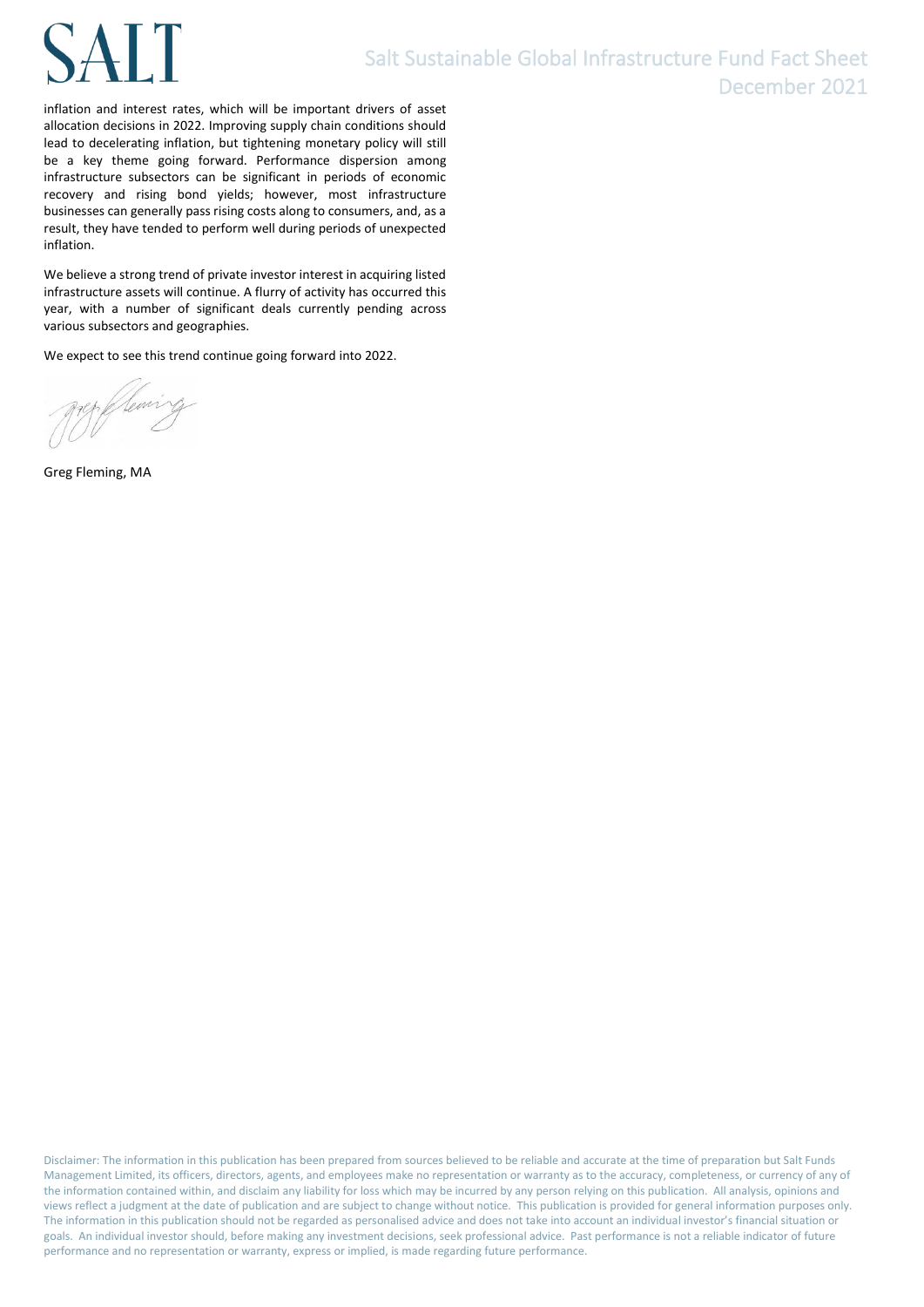inflation and interest rates, which will be important drivers of asset allocation decisions in 2022. Improving supply chain conditions should lead to decelerating inflation, but tightening monetary policy will still be a key theme going forward. Performance dispersion among infrastructure subsectors can be significant in periods of economic recovery and rising bond yields; however, most infrastructure businesses can generally pass rising costs along to consumers, and, as a result, they have tended to perform well during periods of unexpected inflation.

We believe a strong trend of private investor interest in acquiring listed infrastructure assets will continue. A flurry of activity has occurred this year, with a number of significant deals currently pending across various subsectors and geographies.

We expect to see this trend continue going forward into 2022.

Greg Fleming, MA

Disclaimer: The information in this publication has been prepared from sources believed to be reliable and accurate at the time of preparation but Salt Funds Management Limited, its officers, directors, agents, and employees make no representation or warranty as to the accuracy, completeness, or currency of any of the information contained within, and disclaim any liability for loss which may be incurred by any person relying on this publication. All analysis, opinions and views reflect a judgment at the date of publication and are subject to change without notice. This publication is provided for general information purposes only. The information in this publication should not be regarded as personalised advice and does not take into account an individual investor's financial situation or goals. An individual investor should, before making any investment decisions, seek professional advice. Past performance is not a reliable indicator of future performance and no representation or warranty, express or implied, is made regarding future performance.